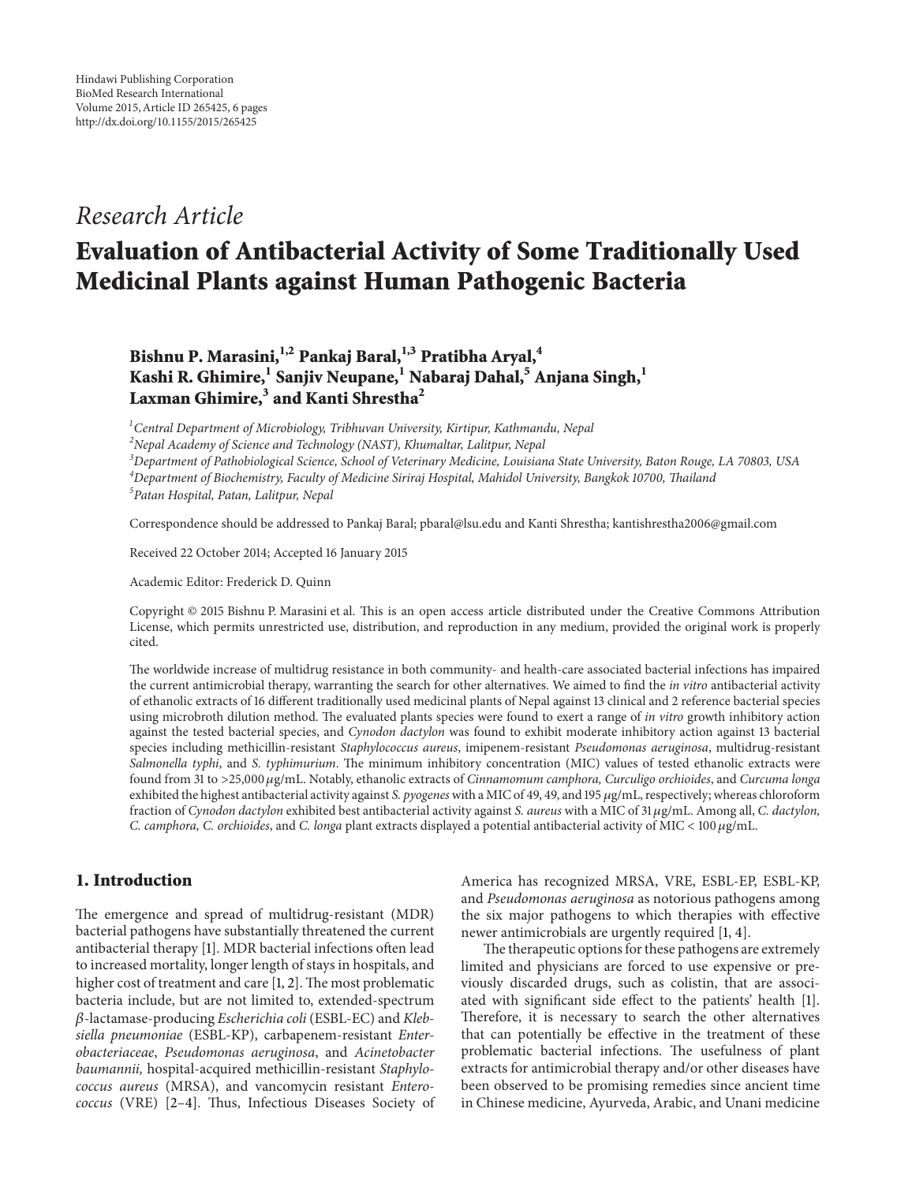Hindawi Publishing Corporation
BioMed Research International
Volume 2015, Article ID 265425, 6 pages
http://dx.doi.org/10.1155/2015/265425

## *Research Article*

# Evaluation of Antibacterial Activity of Some Traditionally Used Medicinal Plants against Human Pathogenic Bacteria

**Bishnu P. Marasini,[1,2] Pankaj Baral,[1,3] Pratibha Aryal,[4] Kashi R. Ghimire,[1] Sanjiv Neupane,[1] Nabaraj Dahal,[5] Anjana Singh,[1] Laxman Ghimire,[3] and Kanti Shrestha[2]**

[1] *Central Department of Microbiology, Tribhuvan University, Kirtipur, Kathmandu, Nepal*
[2] *Nepal Academy of Science and Technology (NAST), Khumaltar, Lalitpur, Nepal*
[3] *Department of Pathobiological Science, School of Veterinary Medicine, Louisiana State University, Baton Rouge, LA 70803, USA*
[4] *Department of Biochemistry, Faculty of Medicine Siriraj Hospital, Mahidol University, Bangkok 10700, Thailand*
[5] *Patan Hospital, Patan, Lalitpur, Nepal*

Correspondence should be addressed to Pankaj Baral; pbaral@lsu.edu and Kanti Shrestha; kantishrestha2006@gmail.com

Received 22 October 2014; Accepted 16 January 2015

Academic Editor: Frederick D. Quinn

Copyright © 2015 Bishnu P. Marasini et al. This is an open access article distributed under the Creative Commons Attribution License, which permits unrestricted use, distribution, and reproduction in any medium, provided the original work is properly cited.

The worldwide increase of multidrug resistance in both community- and health-care associated bacterial infections has impaired the current antimicrobial therapy, warranting the search for other alternatives. We aimed to find the *in vitro* antibacterial activity of ethanolic extracts of 16 different traditionally used medicinal plants of Nepal against 13 clinical and 2 reference bacterial species using microbroth dilution method. The evaluated plants species were found to exert a range of *in vitro* growth inhibitory action against the tested bacterial species, and *Cynodon dactylon* was found to exhibit moderate inhibitory action against 13 bacterial species including methicillin-resistant *Staphylocococus aureus*, imipenem-resistant *Pseudomonas aeruginosa*, multidrug-resistant *Salmonella typhi*, and *S. typhimurium*. The minimum inhibitory concentration (MIC) values of tested ethanolic extracts were found from 31 to >25,000 $\mu$g/mL. Notably, ethanolic extracts of *Cinnamomum camphora, Curculigo orchioides*, and *Curcuma longa* exhibited the highest antibacterial activity against *S. pyogenes* with a MIC of 49, 49, and 195 $\mu$g/mL, respectively; whereas chloroform fraction of *Cynodon dactylon* exhibited best antibacterial activity against *S. aureus* with a MIC of 31 $\mu$g/mL. Among all, *C. dactylon, C. camphora, C. orchioides*, and *C. longa* plant extracts displayed a potential antibacterial activity of MIC < 100 $\mu$g/mL.

## 1. Introduction

The emergence and spread of multidrug-resistant (MDR) bacterial pathogens have substantially threatened the current antibacterial therapy [1]. MDR bacterial infections often lead to increased mortality, longer length of stays in hospitals, and higher cost of treatment and care [1, 2]. The most problematic bacteria include, but are not limited to, extended-spectrum $\beta$-lactamase-producing *Escherichia coli* (ESBL-EC) and *Klebsiella pneumoniae* (ESBL-KP), carbapenem-resistant *Enterobacteriaceae*, *Pseudomonas aeruginosa*, and *Acinetobacter baumannii,* hospital-acquired methicillin-resistant *Staphylococcus aureus* (MRSA), and vancomycin resistant *Enterococcus* (VRE) [2–4]. Thus, Infectious Diseases Society of America has recognized MRSA, VRE, ESBL-EP, ESBL-KP, and *Pseudomonas aeruginosa* as notorious pathogens among the six major pathogens to which therapies with effective newer antimicrobials are urgently required [1, 4].

The therapeutic options for these pathogens are extremely limited and physicians are forced to use expensive or previously discarded drugs, such as colistin, that are associated with significant side effect to the patients' health [1]. Therefore, it is necessary to search the other alternatives that can potentially be effective in the treatment of these problematic bacterial infections. The usefulness of plant extracts for antimicrobial therapy and/or other diseases have been observed to be promising remedies since ancient time in Chinese medicine, Ayurveda, Arabic, and Unani medicine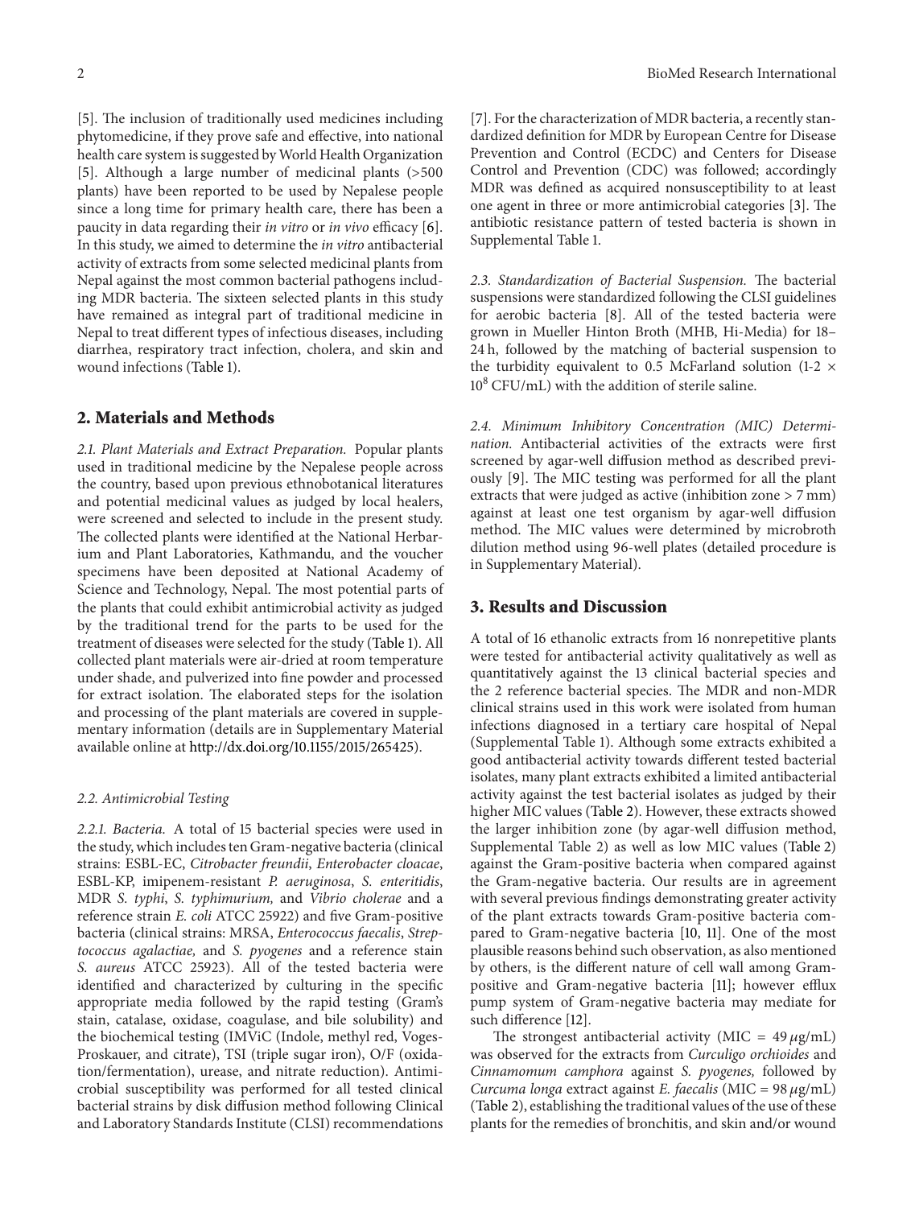[5]. The inclusion of traditionally used medicines including phytomedicine, if they prove safe and effective, into national health care system is suggested by World Health Organization [5]. Although a large number of medicinal plants (>500 plants) have been reported to be used by Nepalese people since a long time for primary health care, there has been a paucity in data regarding their *in vitro* or *in vivo* efficacy [6]. In this study, we aimed to determine the *in vitro* antibacterial activity of extracts from some selected medicinal plants from Nepal against the most common bacterial pathogens including MDR bacteria. The sixteen selected plants in this study have remained as integral part of traditional medicine in Nepal to treat different types of infectious diseases, including diarrhea, respiratory tract infection, cholera, and skin and wound infections (Table 1).

## 2. Materials and Methods

*2.1. Plant Materials and Extract Preparation.* Popular plants used in traditional medicine by the Nepalese people across the country, based upon previous ethnobotanical literatures and potential medicinal values as judged by local healers, were screened and selected to include in the present study. The collected plants were identified at the National Herbarium and Plant Laboratories, Kathmandu, and the voucher specimens have been deposited at National Academy of Science and Technology, Nepal. The most potential parts of the plants that could exhibit antimicrobial activity as judged by the traditional trend for the parts to be used for the treatment of diseases were selected for the study (Table 1). All collected plant materials were air-dried at room temperature under shade, and pulverized into fine powder and processed for extract isolation. The elaborated steps for the isolation and processing of the plant materials are covered in supplementary information (details are in Supplementary Material available online at http://dx.doi.org/10.1155/2015/265425).

*2.2. Antimicrobial Testing*

*2.2.1. Bacteria.* A total of 15 bacterial species were used in the study, which includes ten Gram-negative bacteria (clinical strains: ESBL-EC, *Citrobacter freundii*, *Enterobacter cloacae*, ESBL-KP, imipenem-resistant *P. aeruginosa*, *S. enteritidis*, MDR *S. typhi*, *S. typhimurium,* and *Vibrio cholerae* and a reference strain *E. coli* ATCC 25922) and five Gram-positive bacteria (clinical strains: MRSA, *Enterococcus faecalis*, *Streptococcus agalactiae,* and *S. pyogenes* and a reference stain *S. aureus* ATCC 25923). All of the tested bacteria were identified and characterized by culturing in the specific appropriate media followed by the rapid testing (Gram's stain, catalase, oxidase, coagulase, and bile solubility) and the biochemical testing (IMViC (Indole, methyl red, Voges-Proskauer, and citrate), TSI (triple sugar iron), O/F (oxidation/fermentation), urease, and nitrate reduction). Antimicrobial susceptibility was performed for all tested clinical bacterial strains by disk diffusion method following Clinical and Laboratory Standards Institute (CLSI) recommendations [7]. For the characterization of MDR bacteria, a recently standardized definition for MDR by European Centre for Disease Prevention and Control (ECDC) and Centers for Disease Control and Prevention (CDC) was followed; accordingly MDR was defined as acquired nonsusceptibility to at least one agent in three or more antimicrobial categories [3]. The antibiotic resistance pattern of tested bacteria is shown in Supplemental Table 1.

*2.3. Standardization of Bacterial Suspension.* The bacterial suspensions were standardized following the CLSI guidelines for aerobic bacteria [8]. All of the tested bacteria were grown in Mueller Hinton Broth (MHB, Hi-Media) for 18–24 h, followed by the matching of bacterial suspension to the turbidity equivalent to 0.5 McFarland solution (1-2 $\times$ $10^8$ CFU/mL) with the addition of sterile saline.

*2.4. Minimum Inhibitory Concentration (MIC) Determination.* Antibacterial activities of the extracts were first screened by agar-well diffusion method as described previously [9]. The MIC testing was performed for all the plant extracts that were judged as active (inhibition zone > 7 mm) against at least one test organism by agar-well diffusion method. The MIC values were determined by microbroth dilution method using 96-well plates (detailed procedure is in Supplementary Material).

## 3. Results and Discussion

A total of 16 ethanolic extracts from 16 nonrepetitive plants were tested for antibacterial activity qualitatively as well as quantitatively against the 13 clinical bacterial species and the 2 reference bacterial species. The MDR and non-MDR clinical strains used in this work were isolated from human infections diagnosed in a tertiary care hospital of Nepal (Supplemental Table 1). Although some extracts exhibited a good antibacterial activity towards different tested bacterial isolates, many plant extracts exhibited a limited antibacterial activity against the test bacterial isolates as judged by their higher MIC values (Table 2). However, these extracts showed the larger inhibition zone (by agar-well diffusion method, Supplemental Table 2) as well as low MIC values (Table 2) against the Gram-positive bacteria when compared against the Gram-negative bacteria. Our results are in agreement with several previous findings demonstrating greater activity of the plant extracts towards Gram-positive bacteria compared to Gram-negative bacteria [10, 11]. One of the most plausible reasons behind such observation, as also mentioned by others, is the different nature of cell wall among Gram-positive and Gram-negative bacteria [11]; however efflux pump system of Gram-negative bacteria may mediate for such difference [12].

The strongest antibacterial activity (MIC = 49 $\mu$g/mL) was observed for the extracts from *Curculigo orchioides* and *Cinnamomum camphora* against *S. pyogenes,* followed by *Curcuma longa* extract against *E. faecalis* (MIC = 98 $\mu$g/mL) (Table 2), establishing the traditional values of the use of these plants for the remedies of bronchitis, and skin and/or wound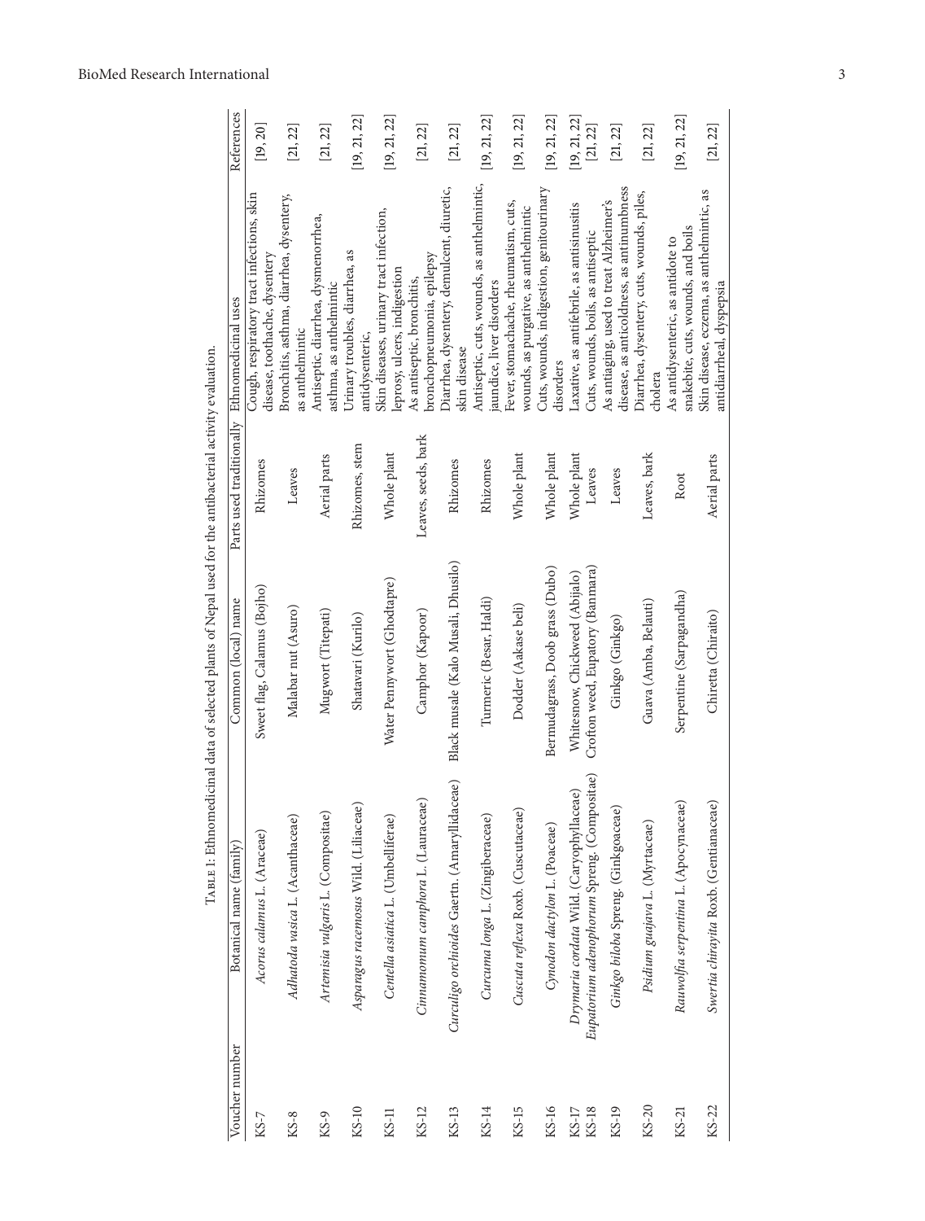Table 1: Ethnomedicinal data of selected plants of Nepal used for the antibacterial activity evaluation.

| Voucher number | Botanical name (family) | Common (local) name | Parts used traditionally | Ethnomedicinal uses | References |
|---|---|---|---|---|---|
| KS-7 | *Acorus calamus* L. (Araceae) | Sweet flag, Calamus (Bojho) | Rhizomes | Cough, respiratory tract infections, skin disease, toothache, dysentery | [19, 20] |
| KS-8 | *Adhatoda vasica* L. (Acanthaceae) | Malabar nut (Asuro) | Leaves | Bronchitis, asthma, diarrhea, dysentery, as anthelmintic | [21, 22] |
| KS-9 | *Artemisia vulgaris* L. (Compositae) | Mugwort (Titepati) | Aerial parts | Antiseptic, diarrhea, dysmenorrhea, asthma, as anthelmintic | [21, 22] |
| KS-10 | *Asparagus racemosus* Wild. (Liliaceae) | Shatavari (Kurilo) | Rhizomes, stem | Urinary troubles, diarrhea, as antidysenteric, | [19, 21, 22] |
| KS-11 | *Centella asiatica* L. (Umbelliferae) | Water Pennywort (Ghodtapre) | Whole plant | Skin diseases, urinary tract infection, leprosy, ulcers, indigestion | [19, 21, 22] |
| KS-12 | *Cinnamomum camphora* L. (Lauraceae) | Camphor (Kapoor) | Leaves, seeds, bark | As antiseptic, bronchitis, bronchopneumonia, epilepsy | [21, 22] |
| KS-13 | *Curculigo orchioides* Gaertn. (Amaryllidaceae) | Black musale (Kalo Musali, Dhusilo) | Rhizomes | Diarrhea, dysentery, demulcent, diuretic, skin disease | [21, 22] |
| KS-14 | *Curcuma longa* L. (Zingiberaceae) | Turmeric (Besar, Haldi) | Rhizomes | Antiseptic, cuts, wounds, as anthelmintic, jaundice, liver disorders | [19, 21, 22] |
| KS-15 | *Cuscuta reflexa* Roxb. (Cuscutaceae) | Dodder (Aakase beli) | Whole plant | Fever, stomachache, rheumatism, cuts, wounds, as purgative, as anthelmintic | [19, 21, 22] |
| KS-16 | *Cynodon dactylon* L. (Poaceae) | Bermudagrass, Doob grass (Dubo) | Whole plant | Cuts, wounds, indigestion, genitourinary disorders | [19, 21, 22] |
| KS-17 | *Drymaria cordata* Wild. (Caryophyllaceae) | Whitesnow, Chickweed (Abijalo) | Whole plant | Laxative, as antifebrile, as antisinusitis | [19, 21, 22] |
| KS-18 | *Eupatorium adenophorum* Spreng. (Compositae) | Crofton weed, Eupatory (Banmara) | Leaves | Cuts, wounds, boils, as antiseptic | [21, 22] |
| KS-19 | *Ginkgo biloba* Spreng. (Ginkgoaceae) | Ginkgo (Ginkgo) | Leaves | As antiaging, used to treat Alzheimer's disease, as anticoldness, as antinumbness | [21, 22] |
| KS-20 | *Psidium guajava* L. (Myrtaceae) | Guava (Amba, Belauti) | Leaves, bark | Diarrhea, dysentery, cuts, wounds, piles, cholera | [21, 22] |
| KS-21 | *Rauwolfia serpentina* L. (Apocynaceae) | Serpentine (Sarpagandha) | Root | As antidysenteric, as antidote to snakebite, cuts, wounds, and boils | [19, 21, 22] |
| KS-22 | *Swertia chirayita* Roxb. (Gentianaceae) | Chiretta (Chiraito) | Aerial parts | Skin disease, eczema, as anthelmintic, as antidiarrheal, dyspepsia | [21, 22] |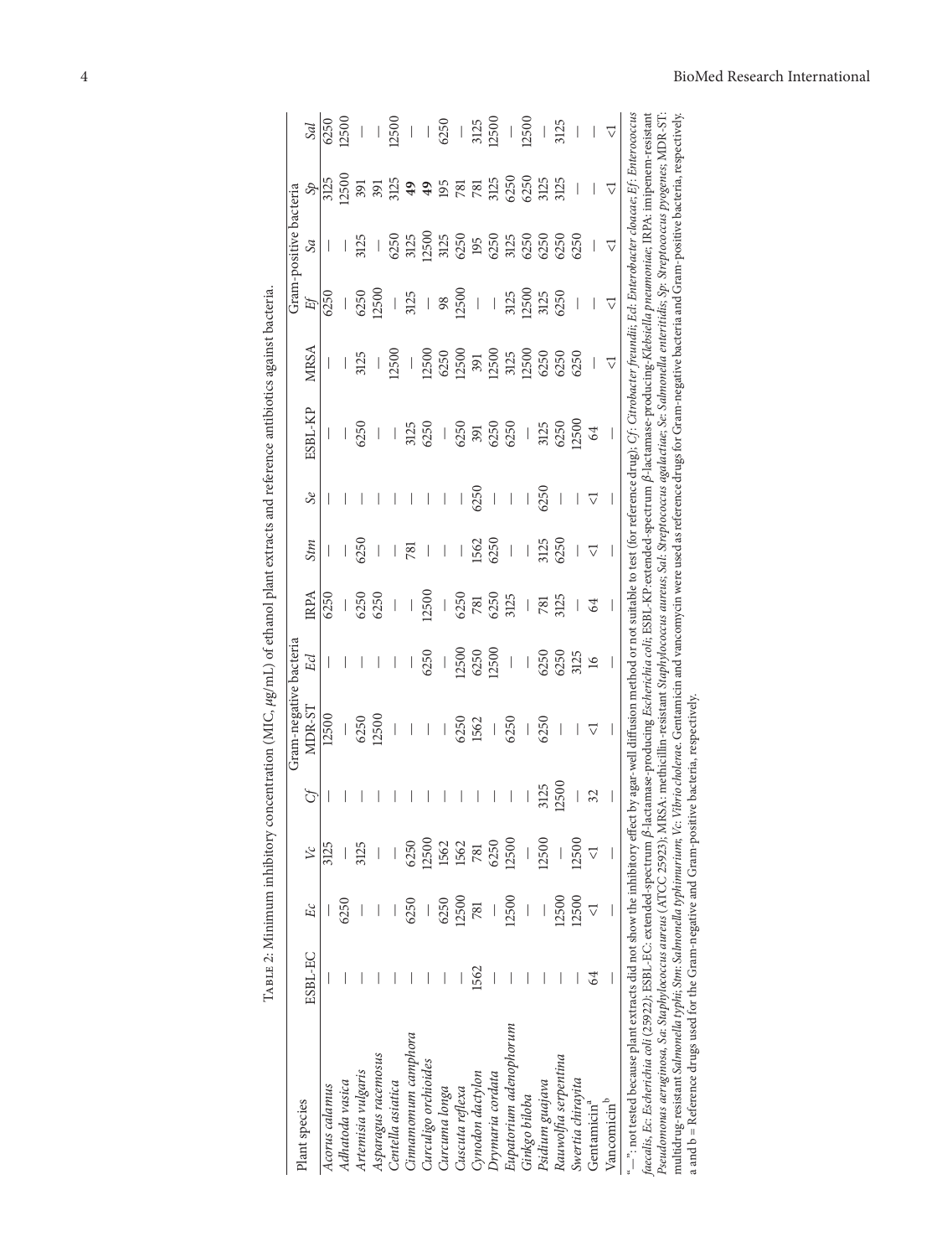TABLE 2: Minimum inhibitory concentration (MIC, $\mu$g/mL) of ethanol plant extracts and reference antibiotics against bacteria.

| Plant species | Gram-negative bacteria | | | | | | | | | | Gram-positive bacteria | | | | |
|---|---|---|---|---|---|---|---|---|---|---|---|---|---|---|---|
| | ESBL-EC | *Ec* | *Vc* | *Cf* | MDR-ST | *Ecl* | IRPA | *Stm* | *Se* | ESBL-KP | MRSA | *Ef* | *Sa* | *Sp* | *Sal* |
| *Acorus calamus* | — | — | 3125 | — | 12500 | — | 6250 | — | — | — | — | 6250 | — | 3125 | 6250 |
| *Adhatoda vasica* | — | 6250 | — | — | — | — | — | — | — | — | — | — | — | 12500 | 12500 |
| *Artemisia vulgaris* | — | — | 3125 | — | 6250 | — | 6250 | 6250 | — | 6250 | 3125 | 6250 | 3125 | 391 | — |
| *Asparagus racemosus* | — | — | — | — | 12500 | — | 6250 | — | — | — | — | 12500 | — | 391 | — |
| *Centella asiatica* | — | — | — | — | — | — | — | — | — | — | 12500 | — | 6250 | 3125 | 12500 |
| *Cinnamomum camphora* | — | 6250 | 6250 | — | — | — | — | 781 | — | 3125 | — | 3125 | 3125 | **49** | — |
| *Curculigo orchioides* | — | — | 12500 | — | — | 6250 | 12500 | — | — | 6250 | 12500 | — | 12500 | **49** | — |
| *Curcuma longa* | — | 6250 | 1562 | — | — | — | — | — | — | — | 6250 | 98 | 3125 | 195 | 6250 |
| *Cuscuta reflexa* | — | 12500 | 1562 | — | 6250 | 12500 | 6250 | — | — | 6250 | 12500 | 12500 | 6250 | 781 | — |
| *Cynodon dactylon* | 1562 | 781 | 781 | — | 1562 | 6250 | 781 | 1562 | 6250 | 391 | 391 | — | 195 | 781 | 3125 |
| *Drymaria cordata* | — | — | 6250 | — | — | 12500 | 6250 | 6250 | — | 6250 | 12500 | — | 6250 | 3125 | 12500 |
| *Eupatorium adenophorum* | — | 12500 | 12500 | — | 6250 | — | 3125 | — | — | 6250 | 3125 | 3125 | 3125 | 6250 | — |
| *Ginkgo biloba* | — | — | — | — | — | — | — | — | — | — | 12500 | 12500 | 6250 | 6250 | 12500 |
| *Psidium guajava* | — | — | 12500 | 3125 | 6250 | 6250 | 781 | 3125 | 6250 | 3125 | 6250 | 3125 | 6250 | 3125 | — |
| *Rauwolfia serpentina* | — | 12500 | — | 12500 | — | 6250 | 3125 | 6250 | — | 6250 | 6250 | 6250 | 6250 | 3125 | 3125 |
| *Swertia chirayita* | — | 12500 | 12500 | — | — | 3125 | — | — | — | 12500 | 6250 | — | 6250 | — | — |
| Gentamicin[a] | 64 | <1 | <1 | 32 | <1 | 16 | 64 | <1 | <1 | 64 | — | — | — | — | — |
| Vancomicin[b] | — | — | — | — | — | — | — | — | — | — | <1 | <1 | <1 | <1 | <1 |

"—": not tested because plant extracts did not show the inhibitory effect by agar-well diffusion method or not suitable to test (for reference drug); *Cf*: *Citrobacter freundii*; *Ecl*: *Enterobacter cloacae*; *Ef*: *Enterococcus faecalis*, *Ec*: *Escherichia coli* (25922); ESBL-EC: extended-spectrum $\beta$-lactamase-producing *Escherichia coli*; ESBL-KP: extended-spectrum $\beta$-lactamase-producing-*Klebsiella pneumoniae*; IRPA: imipenem-resistant *Pseudomonas aeruginosa*, *Sa*: *Staphylococcus aureus* (ATCC 25923); MRSA: methicillin-resistant *Staphylococcus aureus*; *Sal*: *Streptococcus agalactiae*; *Se*: *Salmonella enteritidis*; *Sp*: *Streptococcus pyogenes*; MDR-ST: multidrug-resistant *Salmonella typhi*; *Stm*: *Salmonella typhimurium*; *Vc*: *Vibrio cholerae*. Gentamicin and vancomycin were used as reference drugs for Gram-negative bacteria and Gram-positive bacteria, respectively.
a and b = Reference drugs used for the Gram-negative and Gram-positive bacteria, respectively.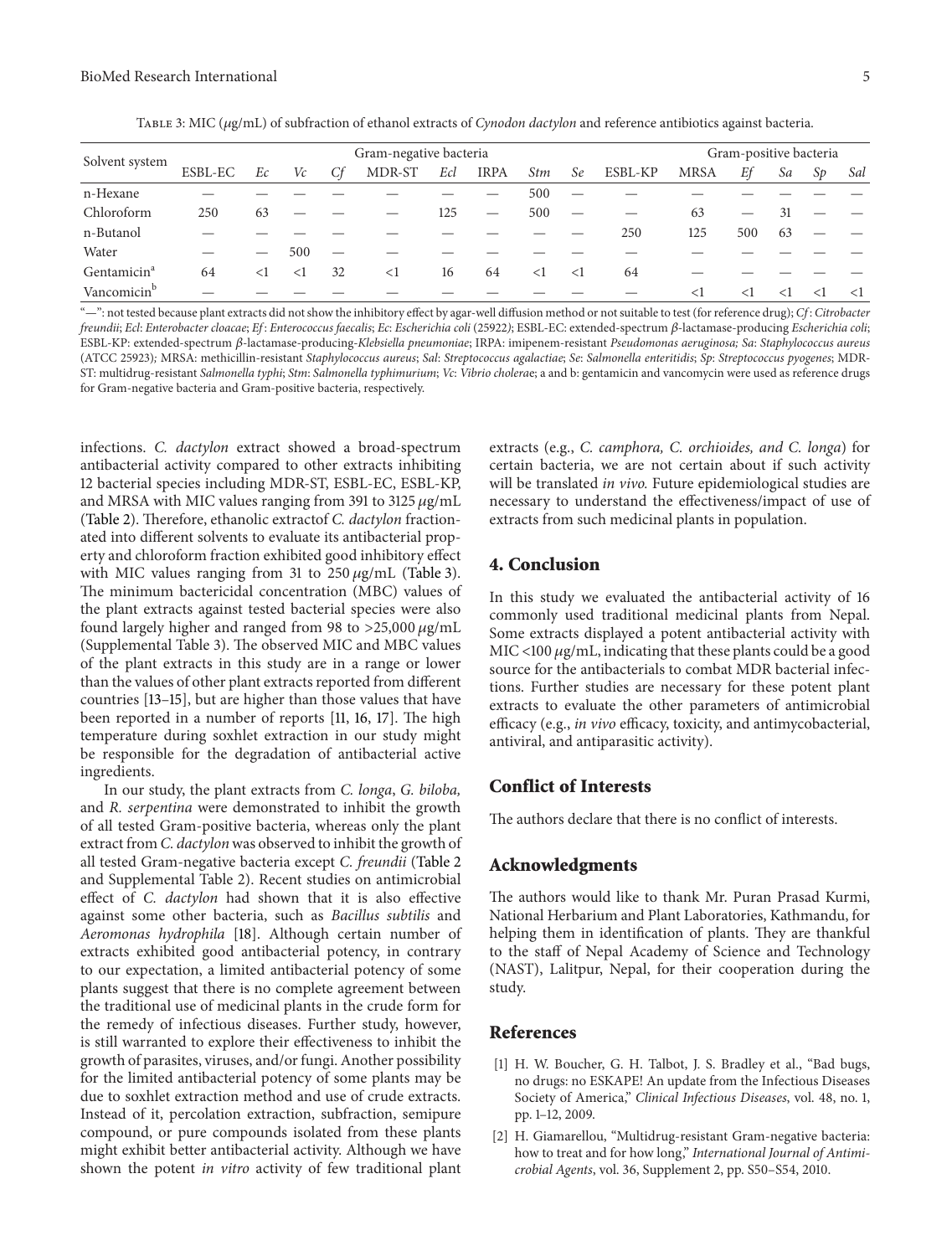Table 3: MIC ($\mu$g/mL) of subfraction of ethanol extracts of *Cynodon dactylon* and reference antibiotics against bacteria.

| Solvent system | Gram-negative bacteria | | | | | | | | | | Gram-positive bacteria | | | | |
|---|---|---|---|---|---|---|---|---|---|---|---|---|---|---|---|
| | ESBL-EC | *Ec* | *Vc* | *Cf* | MDR-ST | *Ecl* | IRPA | *Stm* | *Se* | ESBL-KP | MRSA | *Ef* | *Sa* | *Sp* | *Sal* |
| n-Hexane | — | — | — | — | — | — | — | 500 | — | — | — | — | — | — | — |
| Chloroform | 250 | 63 | — | — | — | 125 | — | 500 | — | — | 63 | — | 31 | — | — |
| n-Butanol | — | — | — | — | — | — | — | — | — | 250 | 125 | 500 | 63 | — | — |
| Water | — | — | 500 | — | — | — | — | — | — | — | — | — | — | — | — |
| Gentamicin[a] | 64 | <1 | <1 | 32 | <1 | 16 | 64 | <1 | <1 | 64 | — | — | — | — | — |
| Vancomicin[b] | — | — | — | — | — | — | — | — | — | — | <1 | <1 | <1 | <1 | <1 |

"—": not tested because plant extracts did not show the inhibitory effect by agar-well diffusion method or not suitable to test (for reference drug); *Cf*: *Citrobacter freundii*; *Ecl*: *Enterobacter cloacae*; *Ef*: *Enterococcus faecalis*; *Ec*: *Escherichia coli* (25922); ESBL-EC: extended-spectrum $\beta$-lactamase-producing *Escherichia coli*; ESBL-KP: extended-spectrum $\beta$-lactamase-producing-*Klebsiella pneumoniae*; IRPA: imipenem-resistant *Pseudomonas aeruginosa; Sa*: *Staphylococcus aureus* (ATCC 25923); MRSA: methicillin-resistant *Staphylococcus aureus*; *Sal*: *Streptococcus agalactiae*; *Se*: *Salmonella enteritidis*; *Sp*: *Streptococcus pyogenes*; MDR-ST: multidrug-resistant *Salmonella typhi*; *Stm*: *Salmonella typhimurium*; *Vc*: *Vibrio cholera*e; a and b: gentamicin and vancomycin were used as reference drugs for Gram-negative bacteria and Gram-positive bacteria, respectively.

infections. *C. dactylon* extract showed a broad-spectrum antibacterial activity compared to other extracts inhibiting 12 bacterial species including MDR-ST, ESBL-EC, ESBL-KP, and MRSA with MIC values ranging from 391 to 3125 $\mu$g/mL (Table 2). Therefore, ethanolic extractof *C. dactylon* fractionated into different solvents to evaluate its antibacterial property and chloroform fraction exhibited good inhibitory effect with MIC values ranging from 31 to 250 $\mu$g/mL (Table 3). The minimum bactericidal concentration (MBC) values of the plant extracts against tested bacterial species were also found largely higher and ranged from 98 to >25,000 $\mu$g/mL (Supplemental Table 3). The observed MIC and MBC values of the plant extracts in this study are in a range or lower than the values of other plant extracts reported from different countries [13–15], but are higher than those values that have been reported in a number of reports [11, 16, 17]. The high temperature during soxhlet extraction in our study might be responsible for the degradation of antibacterial active ingredients.

In our study, the plant extracts from *C. longa*, *G. biloba,* and *R. serpentina* were demonstrated to inhibit the growth of all tested Gram-positive bacteria, whereas only the plant extract from *C. dactylon* was observed to inhibit the growth of all tested Gram-negative bacteria except *C. freundii* (Table 2 and Supplemental Table 2). Recent studies on antimicrobial effect of *C. dactylon* had shown that it is also effective against some other bacteria, such as *Bacillus subtilis* and *Aeromonas hydrophila* [18]. Although certain number of extracts exhibited good antibacterial potency, in contrary to our expectation, a limited antibacterial potency of some plants suggest that there is no complete agreement between the traditional use of medicinal plants in the crude form for the remedy of infectious diseases. Further study, however, is still warranted to explore their effectiveness to inhibit the growth of parasites, viruses, and/or fungi. Another possibility for the limited antibacterial potency of some plants may be due to soxhlet extraction method and use of crude extracts. Instead of it, percolation extraction, subfraction, semipure compound, or pure compounds isolated from these plants might exhibit better antibacterial activity. Although we have shown the potent *in vitro* activity of few traditional plant extracts (e.g., *C. camphora, C. orchioides, and C. longa*) for certain bacteria, we are not certain about if such activity will be translated *in vivo.* Future epidemiological studies are necessary to understand the effectiveness/impact of use of extracts from such medicinal plants in population.

## 4. Conclusion

In this study we evaluated the antibacterial activity of 16 commonly used traditional medicinal plants from Nepal. Some extracts displayed a potent antibacterial activity with MIC <100 $\mu$g/mL, indicating that these plants could be a good source for the antibacterials to combat MDR bacterial infections. Further studies are necessary for these potent plant extracts to evaluate the other parameters of antimicrobial efficacy (e.g., *in vivo* efficacy, toxicity, and antimycobacterial, antiviral, and antiparasitic activity).

## Conflict of Interests

The authors declare that there is no conflict of interests.

## Acknowledgments

The authors would like to thank Mr. Puran Prasad Kurmi, National Herbarium and Plant Laboratories, Kathmandu, for helping them in identification of plants. They are thankful to the staff of Nepal Academy of Science and Technology (NAST), Lalitpur, Nepal, for their cooperation during the study.

## References

[1] H. W. Boucher, G. H. Talbot, J. S. Bradley et al., "Bad bugs, no drugs: no ESKAPE! An update from the Infectious Diseases Society of America," *Clinical Infectious Diseases*, vol. 48, no. 1, pp. 1–12, 2009.

[2] H. Giamarellou, "Multidrug-resistant Gram-negative bacteria: how to treat and for how long," *International Journal of Antimicrobial Agents*, vol. 36, Supplement 2, pp. S50–S54, 2010.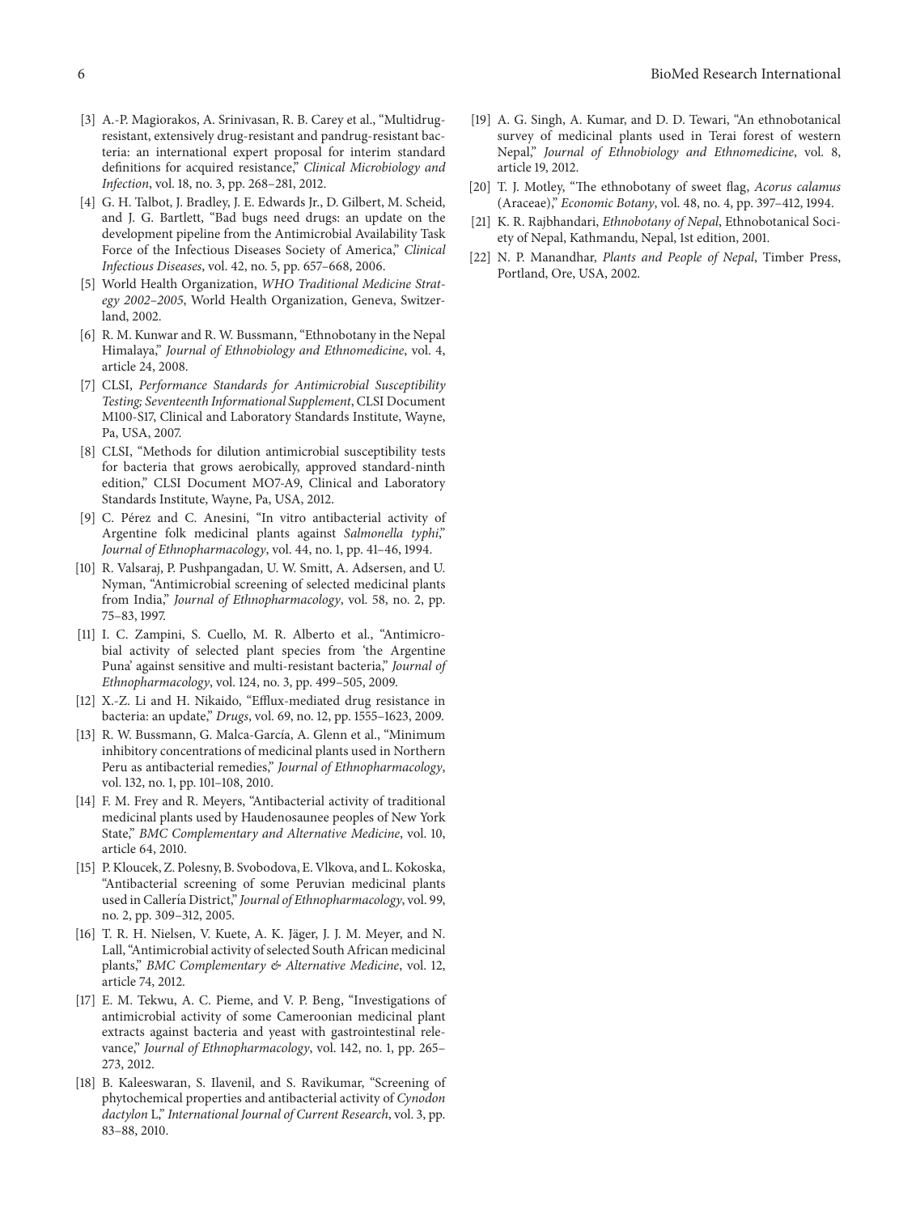[3] A.-P. Magiorakos, A. Srinivasan, R. B. Carey et al., "Multidrug-resistant, extensively drug-resistant and pandrug-resistant bacteria: an international expert proposal for interim standard definitions for acquired resistance," *Clinical Microbiology and Infection*, vol. 18, no. 3, pp. 268–281, 2012.

[4] G. H. Talbot, J. Bradley, J. E. Edwards Jr., D. Gilbert, M. Scheid, and J. G. Bartlett, "Bad bugs need drugs: an update on the development pipeline from the Antimicrobial Availability Task Force of the Infectious Diseases Society of America," *Clinical Infectious Diseases*, vol. 42, no. 5, pp. 657–668, 2006.

[5] World Health Organization, *WHO Traditional Medicine Strategy 2002–2005*, World Health Organization, Geneva, Switzerland, 2002.

[6] R. M. Kunwar and R. W. Bussmann, "Ethnobotany in the Nepal Himalaya," *Journal of Ethnobiology and Ethnomedicine*, vol. 4, article 24, 2008.

[7] CLSI, *Performance Standards for Antimicrobial Susceptibility Testing; Seventeenth Informational Supplement*, CLSI Document M100-S17, Clinical and Laboratory Standards Institute, Wayne, Pa, USA, 2007.

[8] CLSI, "Methods for dilution antimicrobial susceptibility tests for bacteria that grows aerobically, approved standard-ninth edition," CLSI Document MO7-A9, Clinical and Laboratory Standards Institute, Wayne, Pa, USA, 2012.

[9] C. Pérez and C. Anesini, "In vitro antibacterial activity of Argentine folk medicinal plants against *Salmonella typhi*," *Journal of Ethnopharmacology*, vol. 44, no. 1, pp. 41–46, 1994.

[10] R. Valsaraj, P. Pushpangadan, U. W. Smitt, A. Adsersen, and U. Nyman, "Antimicrobial screening of selected medicinal plants from India," *Journal of Ethnopharmacology*, vol. 58, no. 2, pp. 75–83, 1997.

[11] I. C. Zampini, S. Cuello, M. R. Alberto et al., "Antimicrobial activity of selected plant species from 'the Argentine Puna' against sensitive and multi-resistant bacteria," *Journal of Ethnopharmacology*, vol. 124, no. 3, pp. 499–505, 2009.

[12] X.-Z. Li and H. Nikaido, "Efflux-mediated drug resistance in bacteria: an update," *Drugs*, vol. 69, no. 12, pp. 1555–1623, 2009.

[13] R. W. Bussmann, G. Malca-García, A. Glenn et al., "Minimum inhibitory concentrations of medicinal plants used in Northern Peru as antibacterial remedies," *Journal of Ethnopharmacology*, vol. 132, no. 1, pp. 101–108, 2010.

[14] F. M. Frey and R. Meyers, "Antibacterial activity of traditional medicinal plants used by Haudenosaunee peoples of New York State," *BMC Complementary and Alternative Medicine*, vol. 10, article 64, 2010.

[15] P. Kloucek, Z. Polesny, B. Svobodova, E. Vlkova, and L. Kokoska, "Antibacterial screening of some Peruvian medicinal plants used in Callería District," *Journal of Ethnopharmacology*, vol. 99, no. 2, pp. 309–312, 2005.

[16] T. R. H. Nielsen, V. Kuete, A. K. Jäger, J. J. M. Meyer, and N. Lall, "Antimicrobial activity of selected South African medicinal plants," *BMC Complementary & Alternative Medicine*, vol. 12, article 74, 2012.

[17] E. M. Tekwu, A. C. Pieme, and V. P. Beng, "Investigations of antimicrobial activity of some Cameroonian medicinal plant extracts against bacteria and yeast with gastrointestinal relevance," *Journal of Ethnopharmacology*, vol. 142, no. 1, pp. 265–273, 2012.

[18] B. Kaleeswaran, S. Ilavenil, and S. Ravikumar, "Screening of phytochemical properties and antibacterial activity of *Cynodon dactylon* L," *International Journal of Current Research*, vol. 3, pp. 83–88, 2010.

[19] A. G. Singh, A. Kumar, and D. D. Tewari, "An ethnobotanical survey of medicinal plants used in Terai forest of western Nepal," *Journal of Ethnobiology and Ethnomedicine*, vol. 8, article 19, 2012.

[20] T. J. Motley, "The ethnobotany of sweet flag, *Acorus calamus* (Araceae)," *Economic Botany*, vol. 48, no. 4, pp. 397–412, 1994.

[21] K. R. Rajbhandari, *Ethnobotany of Nepal*, Ethnobotanical Society of Nepal, Kathmandu, Nepal, 1st edition, 2001.

[22] N. P. Manandhar, *Plants and People of Nepal*, Timber Press, Portland, Ore, USA, 2002.